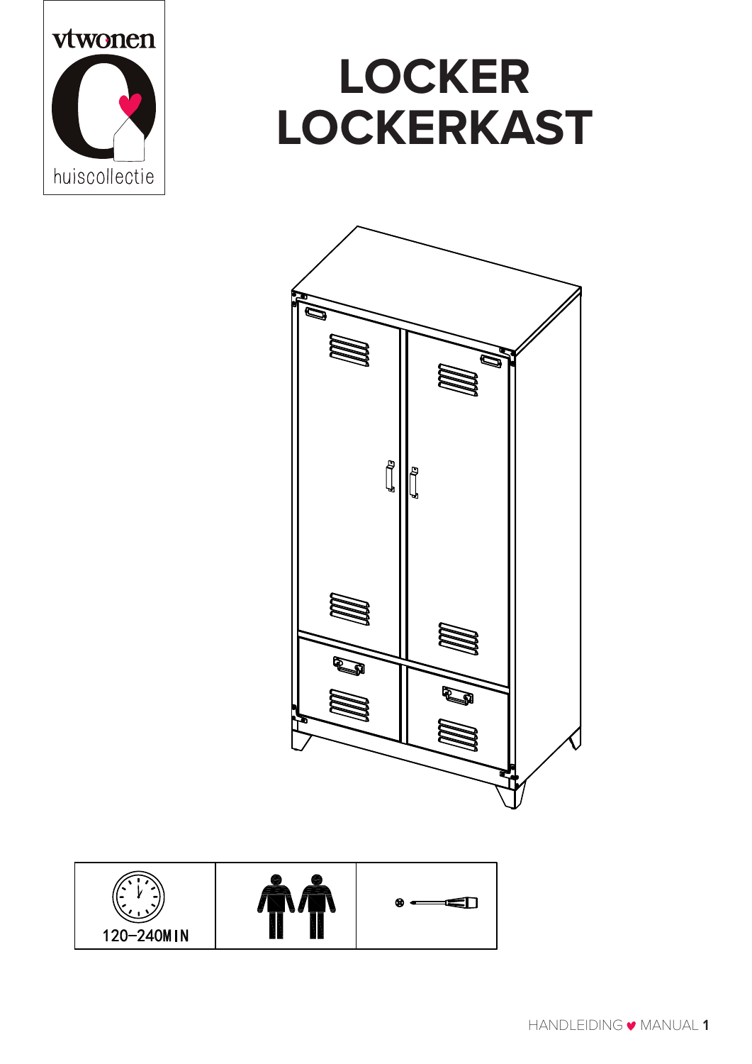vtwonen

huiscollectie

# LOCKER
# LOCKERKAST

120-240MIN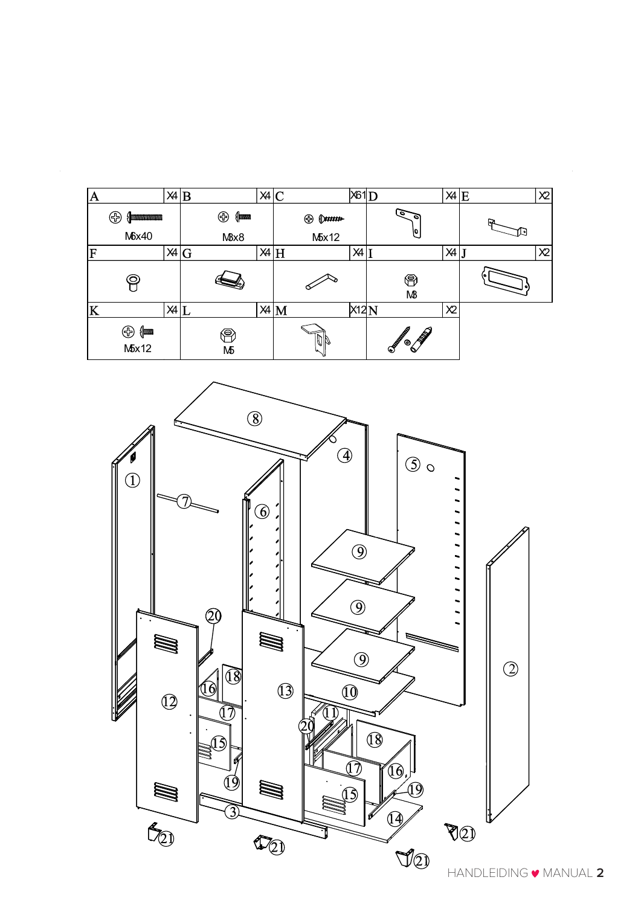| A | X4 | B | X4 | C | X61 | D | X4 | E | X2 |
|---|---|---|---|---|---|---|---|---|---|
| M6x40 | | M3x8 | | M5x12 | | | | | |
| F | X4 | G | X4 | H | X4 | I | X4 | J | X2 |
| | | | | | | M3 | | | |
| K | X4 | L | X4 | M | X12 | N | X2 | | |
| M5x12 | | M5 | | | | | | | |

1 2 3 4 5 6 7 8 9 10 11 12 13 14 15 16 17 18 19 20 21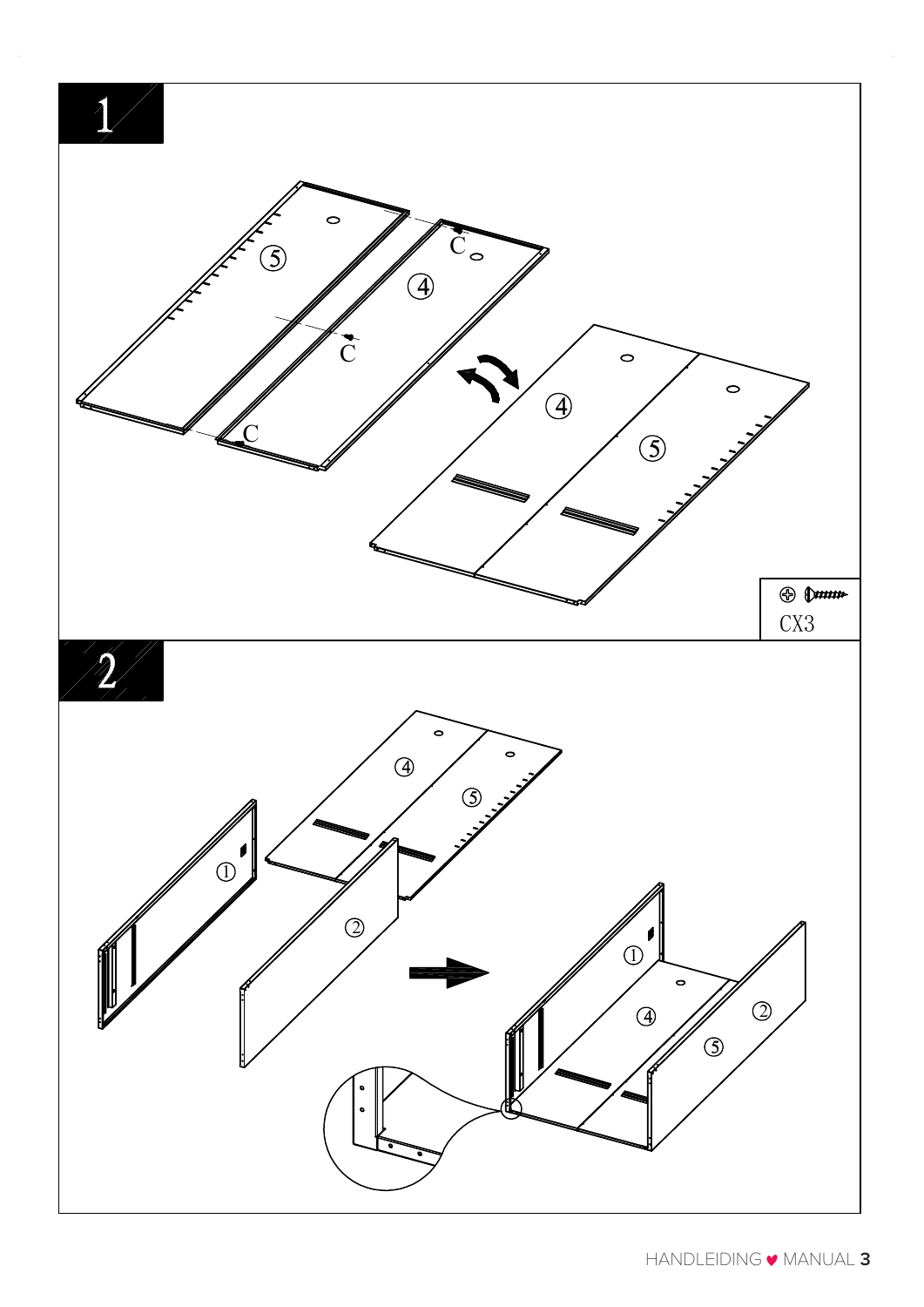## 1

C

C

C

⑤

④

④

⑤

CX3

## 2

④

⑤

①

②

①

④

②

⑤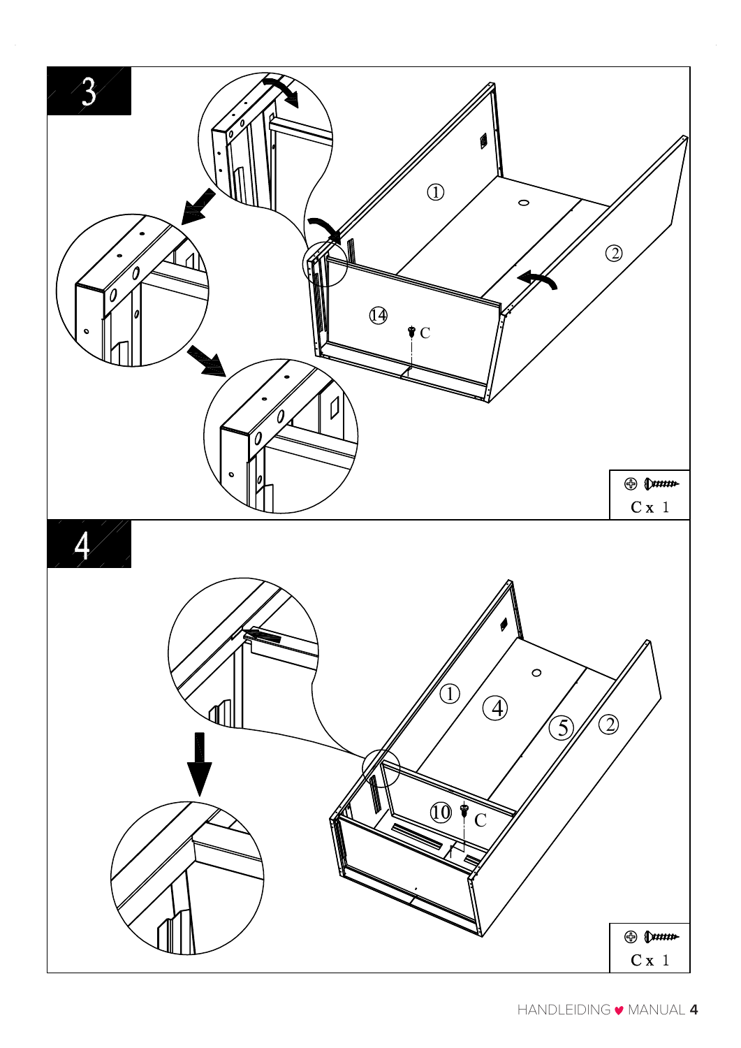# 3

C x 1

# 4

C x 1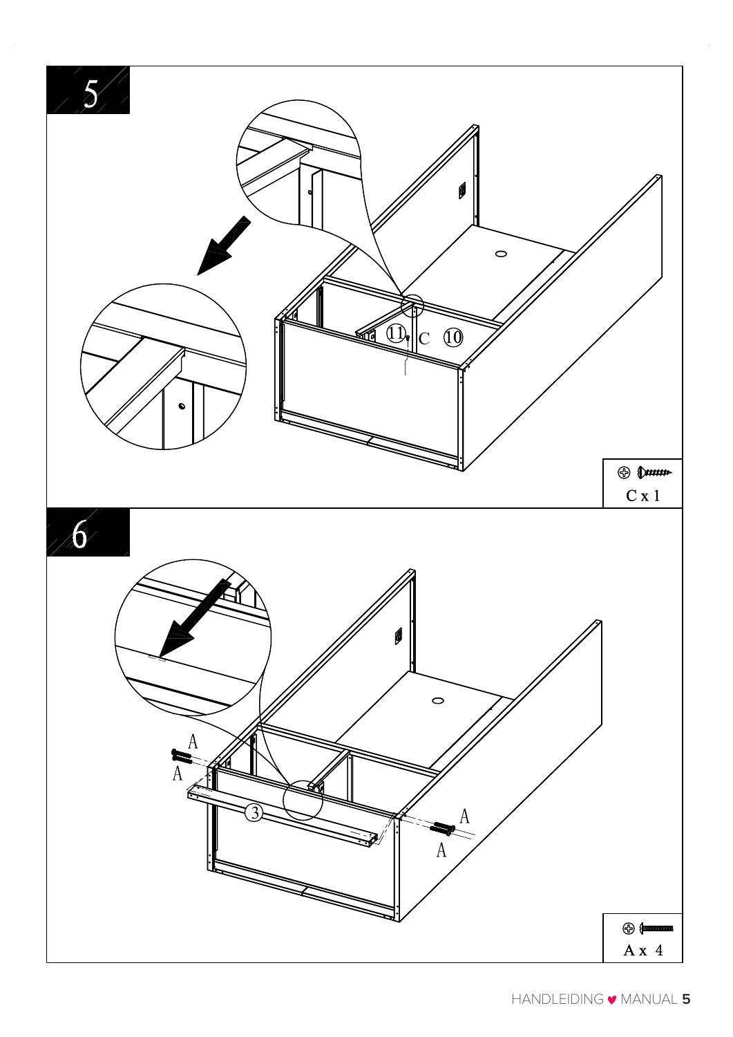# 5

11 C 10

C x 1

# 6

A

A

3

A

A

A x 4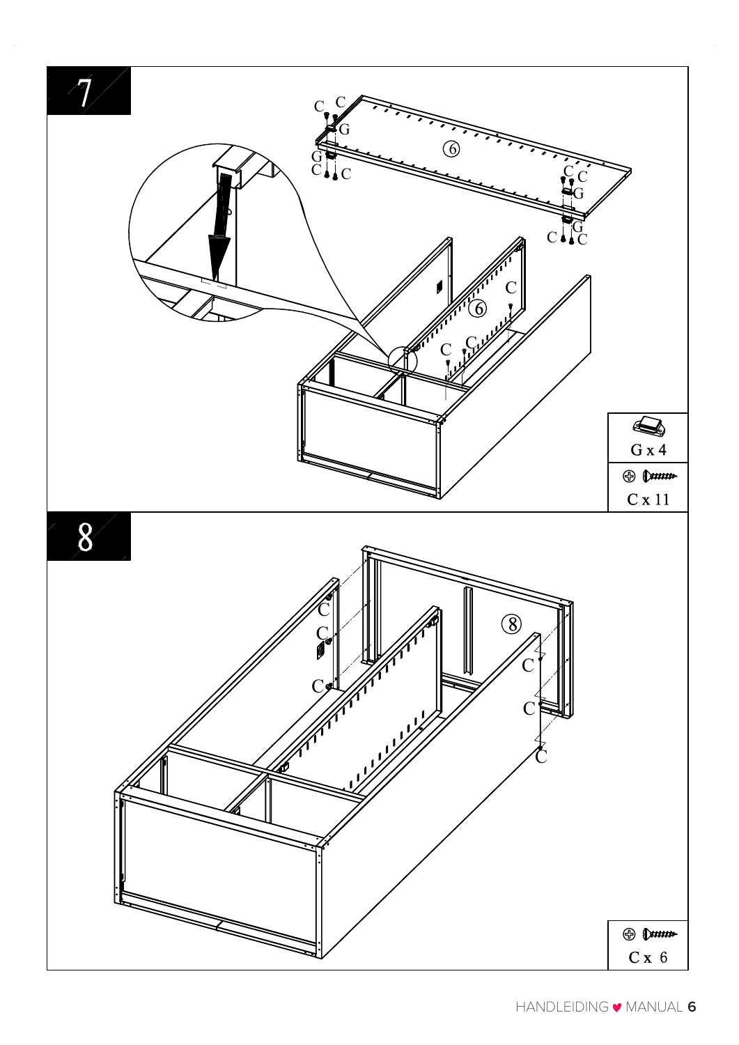## 7

G x 4

C x 11

## 8

C x 6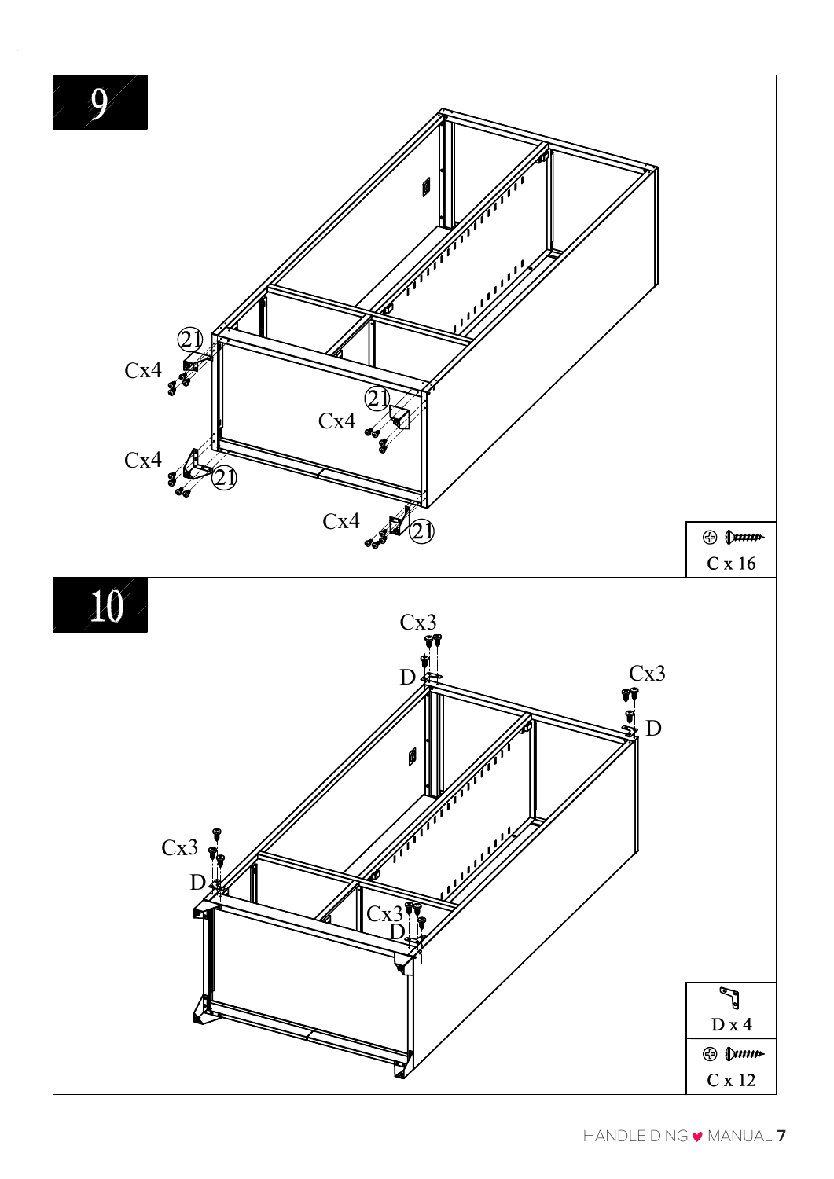# 9

21

Cx4

21

Cx4

Cx4

21

Cx4

21

C x 16

# 10

Cx3

D

Cx3

D

Cx3

D

Cx3

D

D x 4

C x 12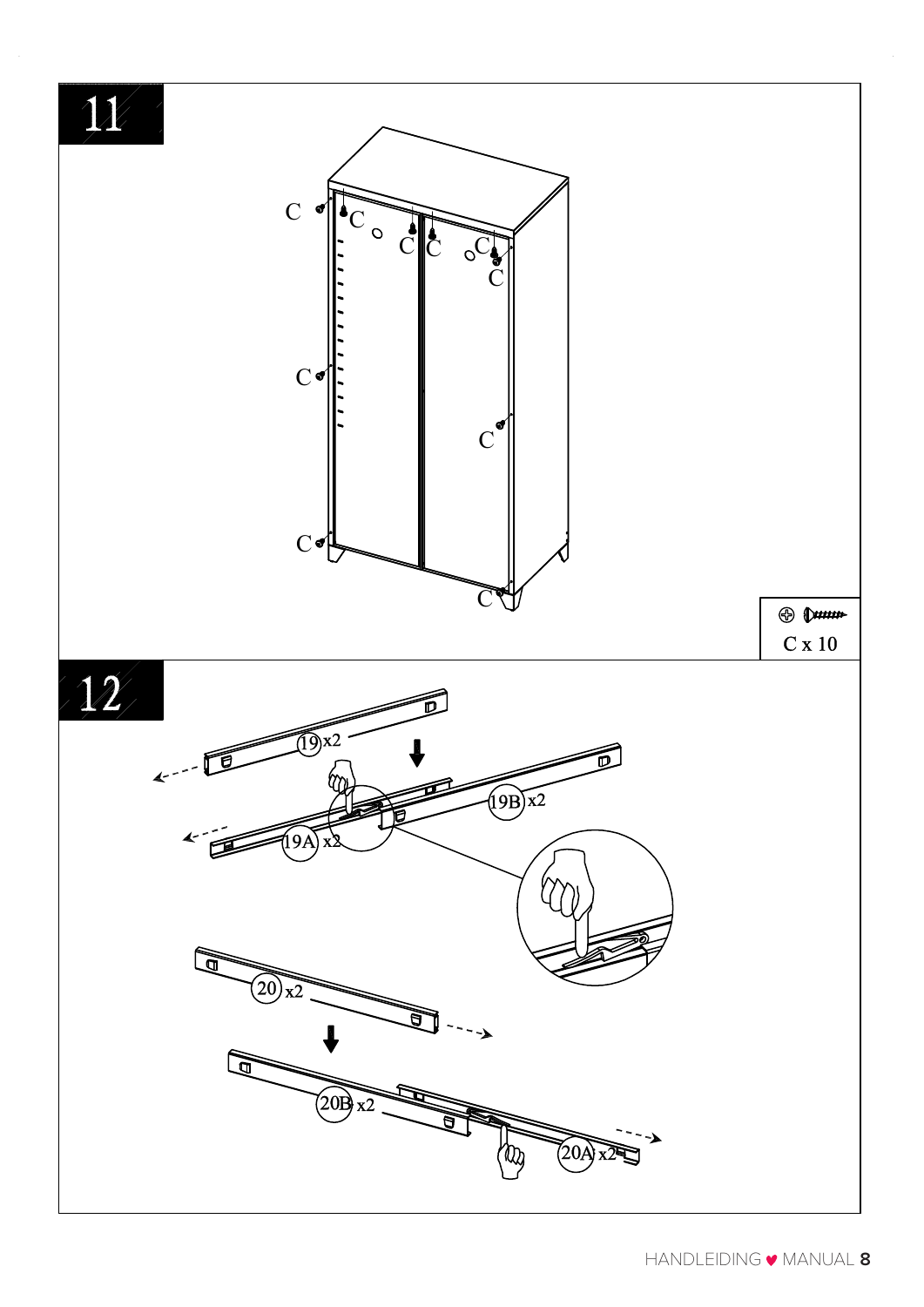## 11

C x 10

## 12

19 x2

19A x2

19B x2

20 x2

20A x2

20B x2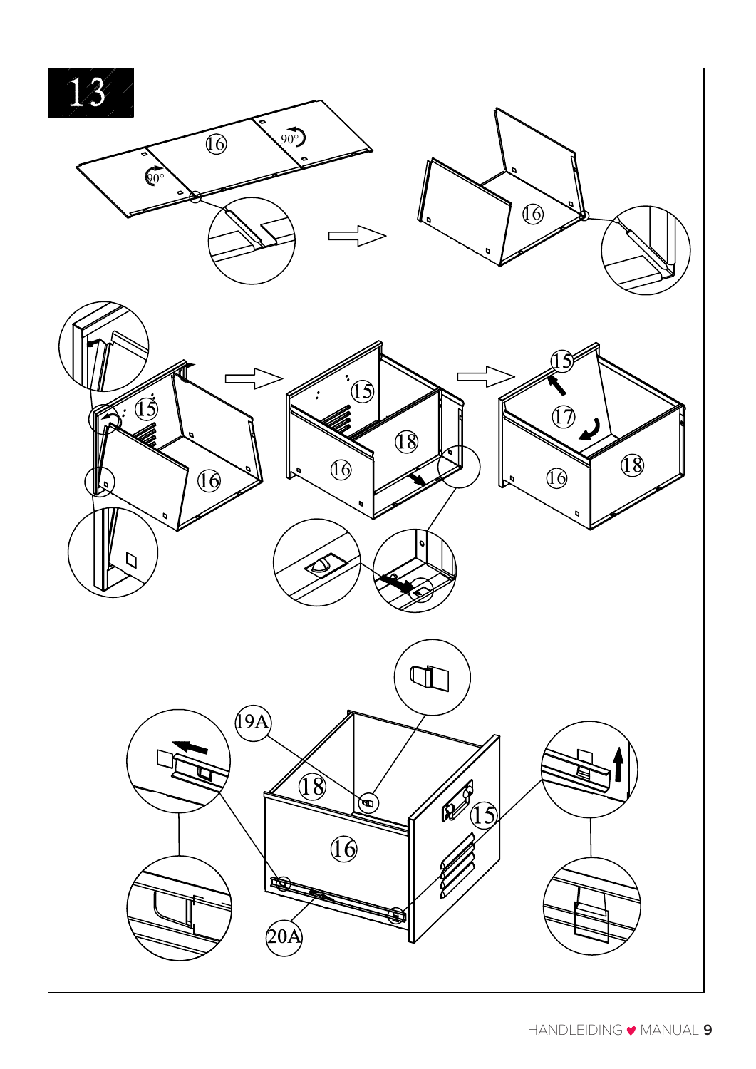# 13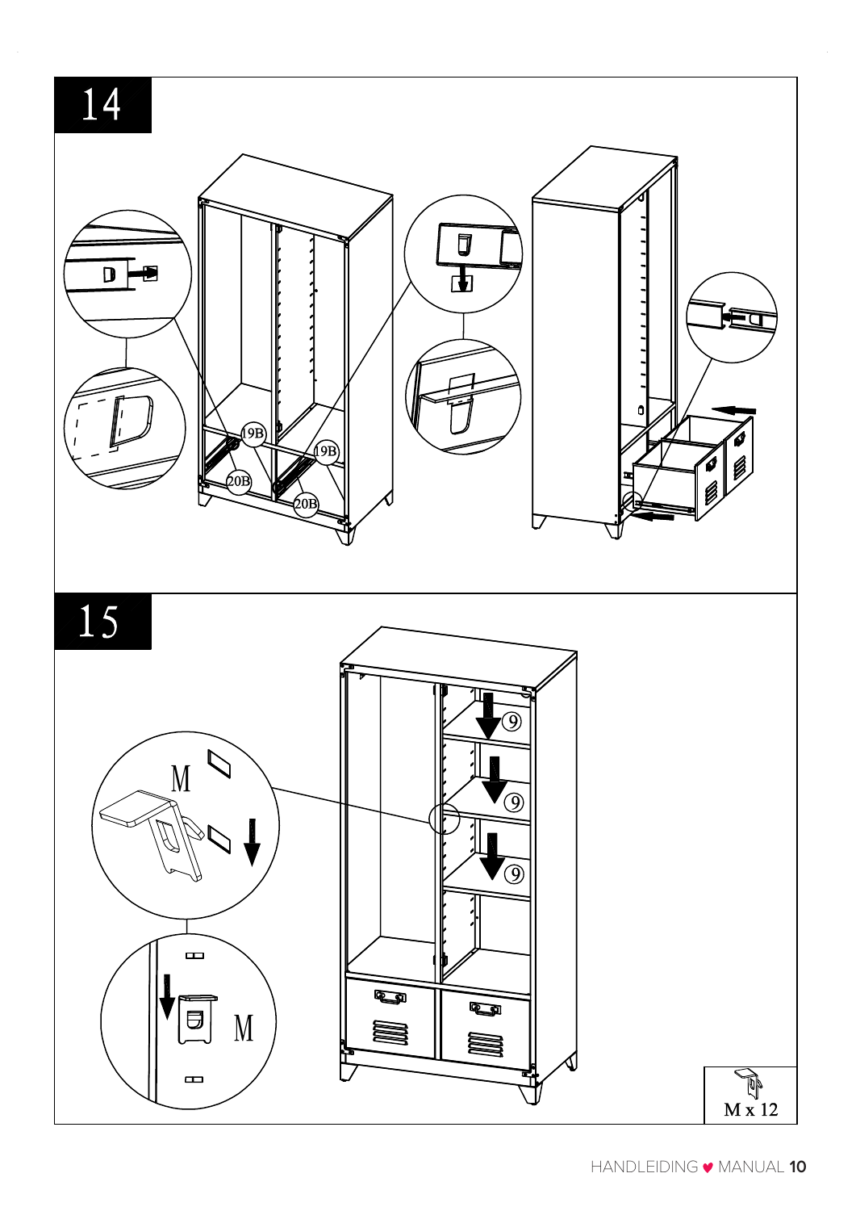## 14

19B 19B 20B 20B

## 15

M

9 9 9

M

M x 12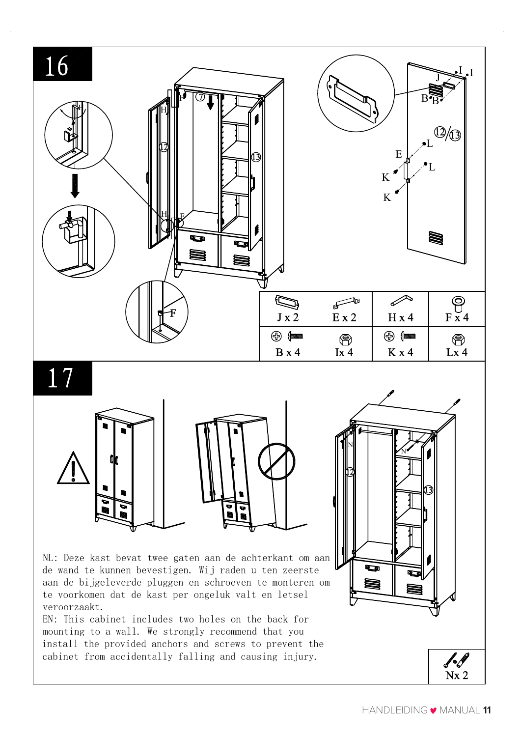## 16

| | | | |
|---|---|---|---|
| J x 2 | E x 2 | H x 4 | F x 4 |
| B x 4 | Ix 4 | K x 4 | Lx 4 |

## 17

NL: Deze kast bevat twee gaten aan de achterkant om aan de wand te kunnen bevestigen. Wij raden u ten zeerste aan de bijgeleverde pluggen en schroeven te monteren om te voorkomen dat de kast per ongeluk valt en letsel veroorzaakt.

EN: This cabinet includes two holes on the back for mounting to a wall. We strongly recommend that you install the provided anchors and screws to prevent the cabinet from accidentally falling and causing injury.

Nx 2